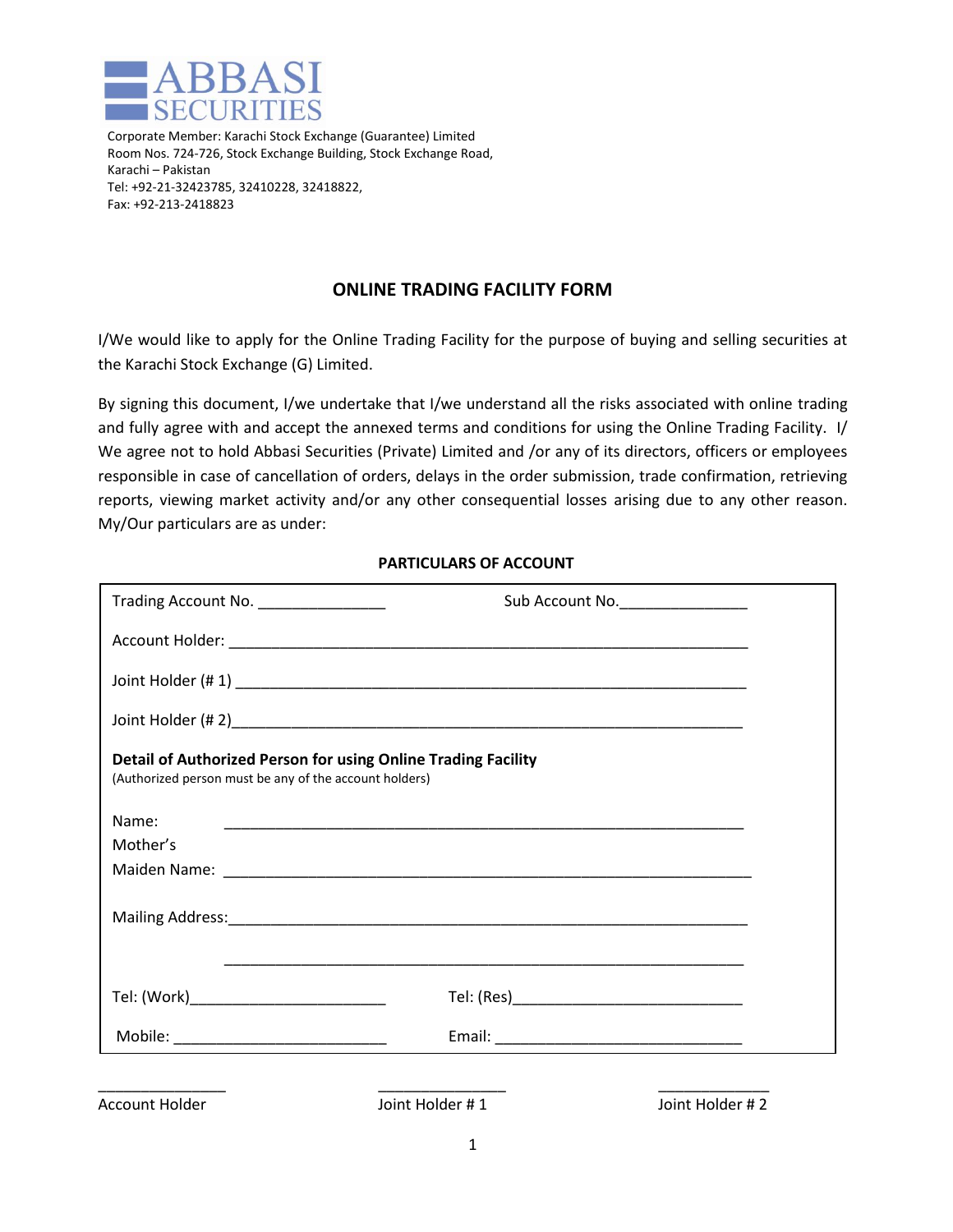**ABBASI SECURITIES**

Corporate Member: Karachi Stock Exchange (Guarantee) Limited
Room Nos. 724-726, Stock Exchange Building, Stock Exchange Road,
Karachi – Pakistan
Tel: +92-21-32423785, 32410228, 32418822,
Fax: +92-213-2418823

## ONLINE TRADING FACILITY FORM

I/We would like to apply for the Online Trading Facility for the purpose of buying and selling securities at the Karachi Stock Exchange (G) Limited.

By signing this document, I/we undertake that I/we understand all the risks associated with online trading and fully agree with and accept the annexed terms and conditions for using the Online Trading Facility. I/We agree not to hold Abbasi Securities (Private) Limited and /or any of its directors, officers or employees responsible in case of cancellation of orders, delays in the order submission, trade confirmation, retrieving reports, viewing market activity and/or any other consequential losses arising due to any other reason. My/Our particulars are as under:

### PARTICULARS OF ACCOUNT

Trading Account No. _______________ Sub Account No._______________

Account Holder: ______________________________________________________________

Joint Holder (# 1) ______________________________________________________________

Joint Holder (# 2)______________________________________________________________

**Detail of Authorized Person for using Online Trading Facility**
(Authorized person must be any of the account holders)

Name: ______________________________________________________________

Mother's Maiden Name: ______________________________________________________________

Mailing Address:______________________________________________________________

______________________________________________________________

Tel: (Work)_______________________ Tel: (Res)___________________________

Mobile: _________________________ Email: _____________________________

_______________ _______________ _____________

Account Holder Joint Holder # 1 Joint Holder # 2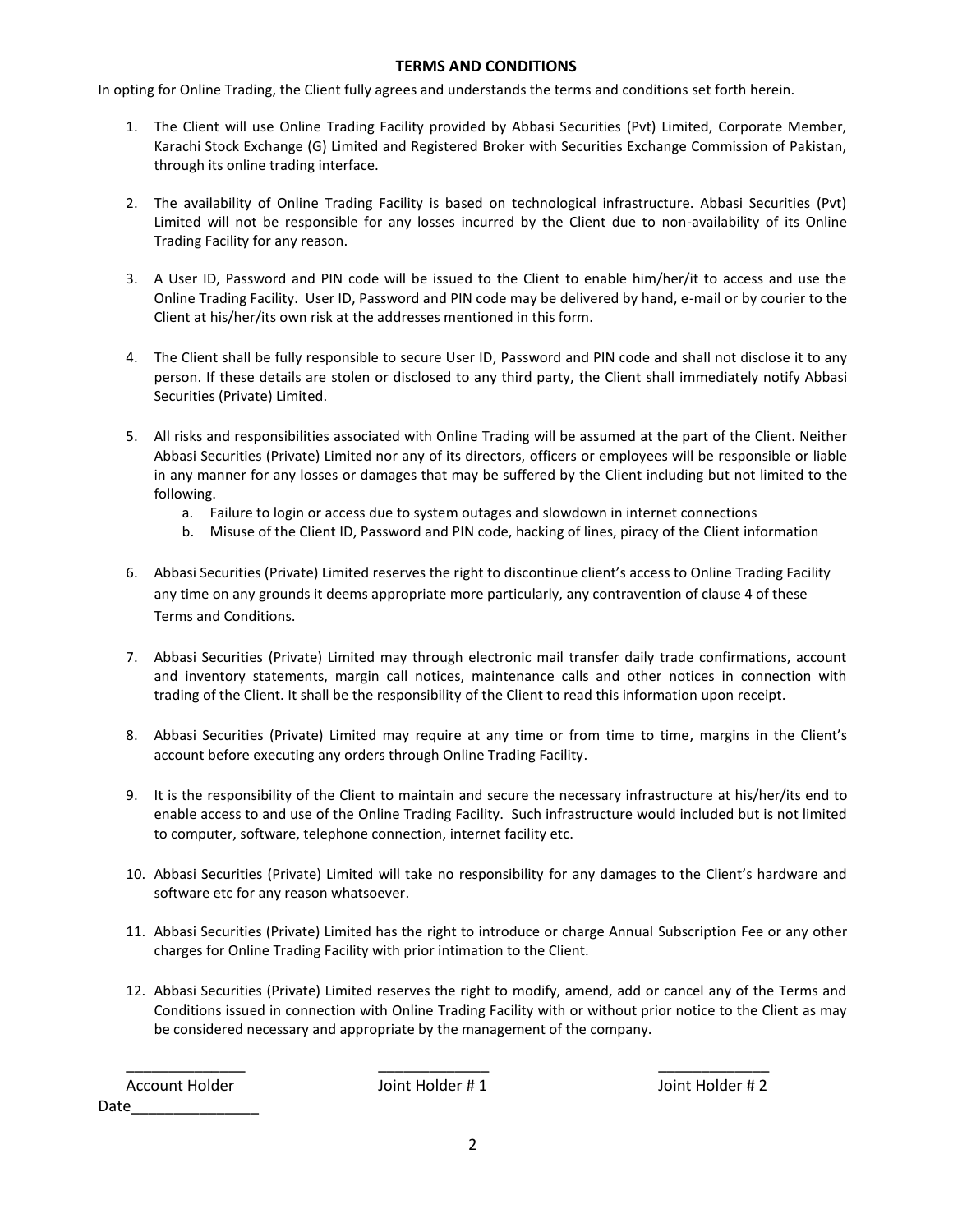## TERMS AND CONDITIONS

In opting for Online Trading, the Client fully agrees and understands the terms and conditions set forth herein.

1. The Client will use Online Trading Facility provided by Abbasi Securities (Pvt) Limited, Corporate Member, Karachi Stock Exchange (G) Limited and Registered Broker with Securities Exchange Commission of Pakistan, through its online trading interface.

2. The availability of Online Trading Facility is based on technological infrastructure. Abbasi Securities (Pvt) Limited will not be responsible for any losses incurred by the Client due to non-availability of its Online Trading Facility for any reason.

3. A User ID, Password and PIN code will be issued to the Client to enable him/her/it to access and use the Online Trading Facility. User ID, Password and PIN code may be delivered by hand, e-mail or by courier to the Client at his/her/its own risk at the addresses mentioned in this form.

4. The Client shall be fully responsible to secure User ID, Password and PIN code and shall not disclose it to any person. If these details are stolen or disclosed to any third party, the Client shall immediately notify Abbasi Securities (Private) Limited.

5. All risks and responsibilities associated with Online Trading will be assumed at the part of the Client. Neither Abbasi Securities (Private) Limited nor any of its directors, officers or employees will be responsible or liable in any manner for any losses or damages that may be suffered by the Client including but not limited to the following.
   a. Failure to login or access due to system outages and slowdown in internet connections
   b. Misuse of the Client ID, Password and PIN code, hacking of lines, piracy of the Client information

6. Abbasi Securities (Private) Limited reserves the right to discontinue client's access to Online Trading Facility any time on any grounds it deems appropriate more particularly, any contravention of clause 4 of these Terms and Conditions.

7. Abbasi Securities (Private) Limited may through electronic mail transfer daily trade confirmations, account and inventory statements, margin call notices, maintenance calls and other notices in connection with trading of the Client. It shall be the responsibility of the Client to read this information upon receipt.

8. Abbasi Securities (Private) Limited may require at any time or from time to time, margins in the Client's account before executing any orders through Online Trading Facility.

9. It is the responsibility of the Client to maintain and secure the necessary infrastructure at his/her/its end to enable access to and use of the Online Trading Facility. Such infrastructure would included but is not limited to computer, software, telephone connection, internet facility etc.

10. Abbasi Securities (Private) Limited will take no responsibility for any damages to the Client's hardware and software etc for any reason whatsoever.

11. Abbasi Securities (Private) Limited has the right to introduce or charge Annual Subscription Fee or any other charges for Online Trading Facility with prior intimation to the Client.

12. Abbasi Securities (Private) Limited reserves the right to modify, amend, add or cancel any of the Terms and Conditions issued in connection with Online Trading Facility with or without prior notice to the Client as may be considered necessary and appropriate by the management of the company.

______________ ______________ ______________

Account Holder Joint Holder # 1 Joint Holder # 2

Date_______________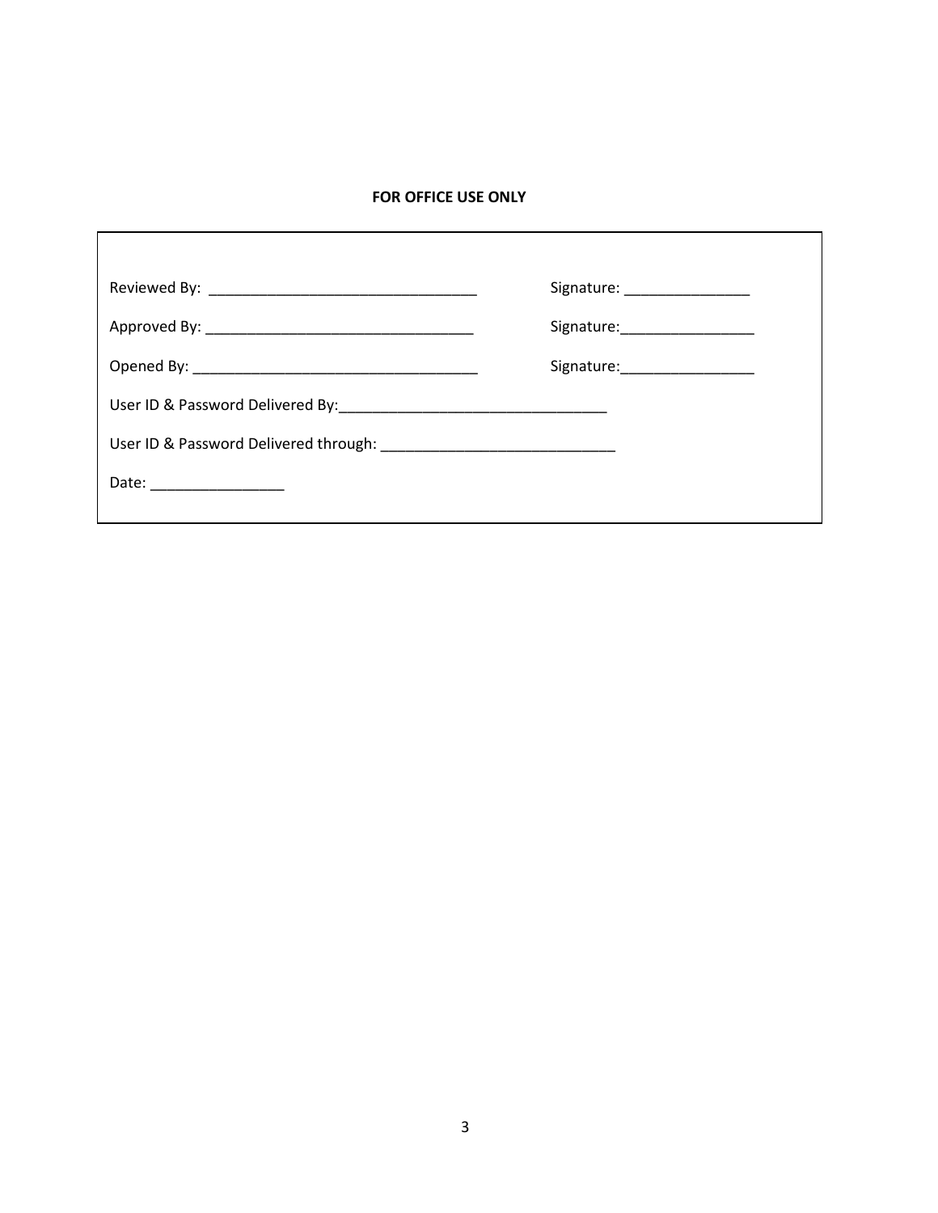**FOR OFFICE USE ONLY**

Reviewed By: ________________________________ Signature: _______________

Approved By: ________________________________ Signature:________________

Opened By: __________________________________ Signature:________________

User ID & Password Delivered By:________________________________

User ID & Password Delivered through: ____________________________

Date: ________________